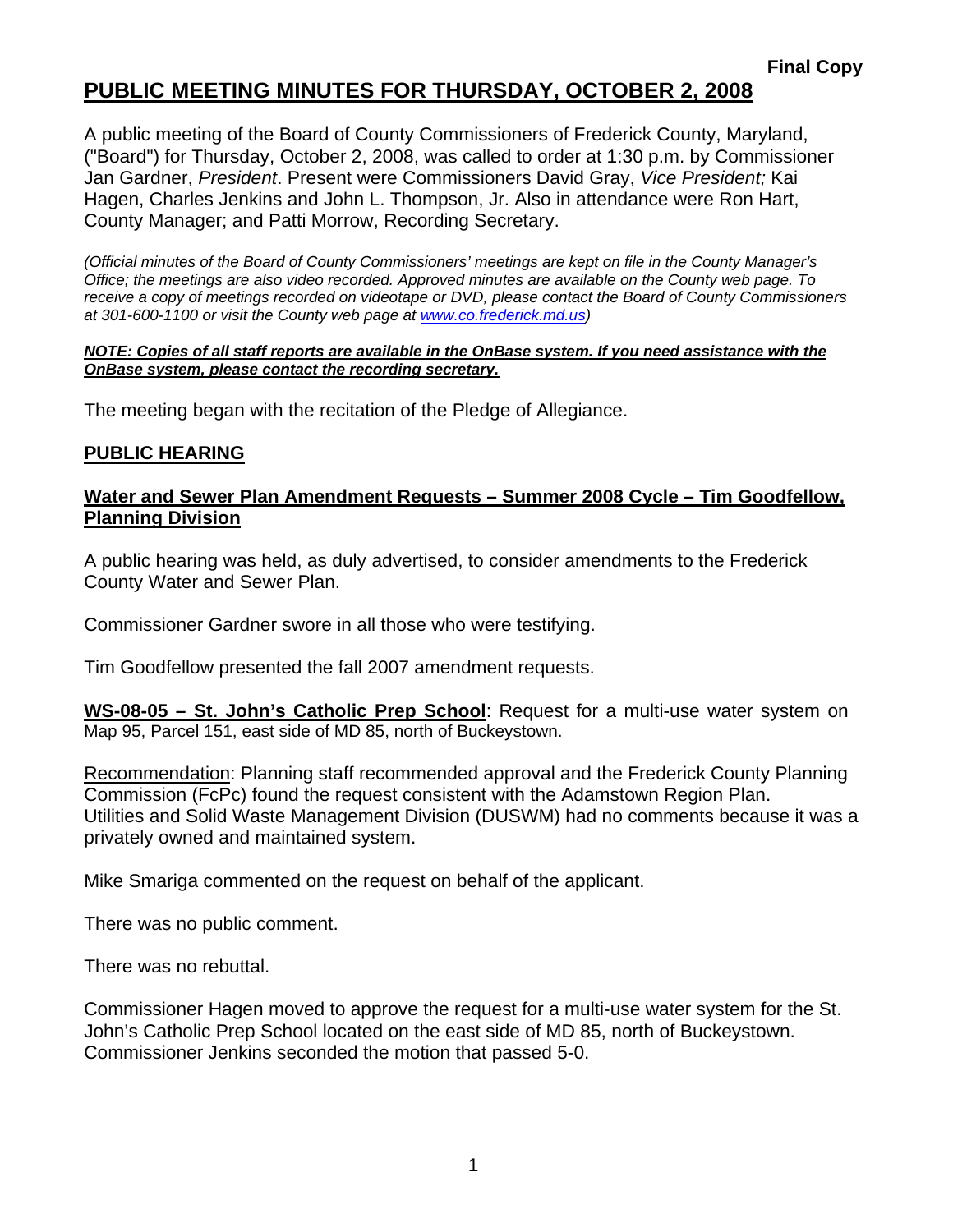**Final Copy**

# PUBLIC MEETING MINUTES FOR THURSDAY, OCTOBER 2, 2008

A public meeting of the Board of County Commissioners of Frederick County, Maryland, ("Board") for Thursday, October 2, 2008, was called to order at 1:30 p.m. by Commissioner Jan Gardner, *President*. Present were Commissioners David Gray, *Vice President;* Kai Hagen, Charles Jenkins and John L. Thompson, Jr. Also in attendance were Ron Hart, County Manager; and Patti Morrow, Recording Secretary.

*(Official minutes of the Board of County Commissioners' meetings are kept on file in the County Manager's Office; the meetings are also video recorded. Approved minutes are available on the County web page. To receive a copy of meetings recorded on videotape or DVD, please contact the Board of County Commissioners at 301-600-1100 or visit the County web page at www.co.frederick.md.us)*

***NOTE: Copies of all staff reports are available in the OnBase system. If you need assistance with the OnBase system, please contact the recording secretary.***

The meeting began with the recitation of the Pledge of Allegiance.

## PUBLIC HEARING

### Water and Sewer Plan Amendment Requests – Summer 2008 Cycle – Tim Goodfellow, Planning Division

A public hearing was held, as duly advertised, to consider amendments to the Frederick County Water and Sewer Plan.

Commissioner Gardner swore in all those who were testifying.

Tim Goodfellow presented the fall 2007 amendment requests.

**WS-08-05 – St. John's Catholic Prep School**: Request for a multi-use water system on Map 95, Parcel 151, east side of MD 85, north of Buckeystown.

Recommendation: Planning staff recommended approval and the Frederick County Planning Commission (FcPc) found the request consistent with the Adamstown Region Plan. Utilities and Solid Waste Management Division (DUSWM) had no comments because it was a privately owned and maintained system.

Mike Smariga commented on the request on behalf of the applicant.

There was no public comment.

There was no rebuttal.

Commissioner Hagen moved to approve the request for a multi-use water system for the St. John's Catholic Prep School located on the east side of MD 85, north of Buckeystown. Commissioner Jenkins seconded the motion that passed 5-0.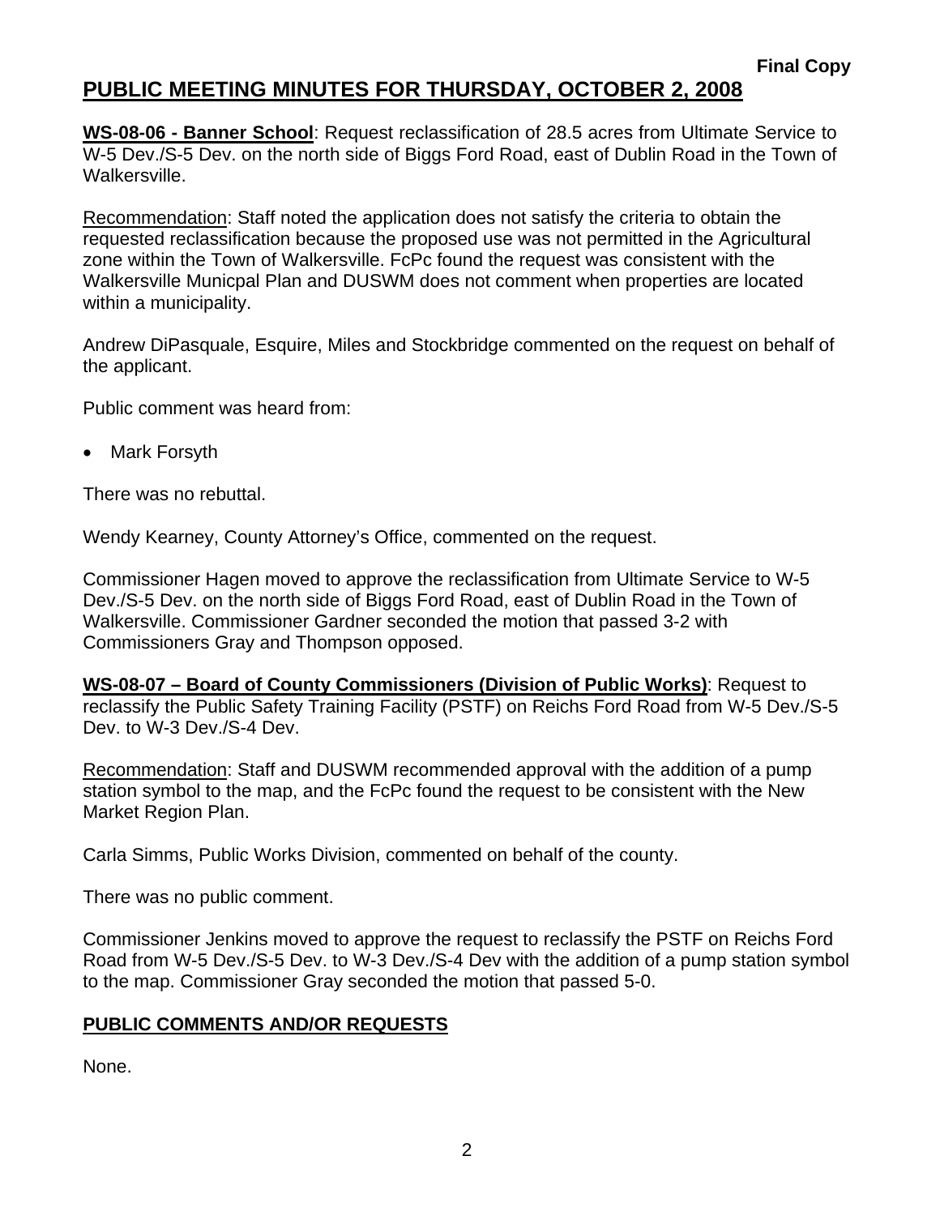**Final Copy**

# PUBLIC MEETING MINUTES FOR THURSDAY, OCTOBER 2, 2008

**WS-08-06 - Banner School**: Request reclassification of 28.5 acres from Ultimate Service to W-5 Dev./S-5 Dev. on the north side of Biggs Ford Road, east of Dublin Road in the Town of Walkersville.

Recommendation: Staff noted the application does not satisfy the criteria to obtain the requested reclassification because the proposed use was not permitted in the Agricultural zone within the Town of Walkersville. FcPc found the request was consistent with the Walkersville Municpal Plan and DUSWM does not comment when properties are located within a municipality.

Andrew DiPasquale, Esquire, Miles and Stockbridge commented on the request on behalf of the applicant.

Public comment was heard from:

- Mark Forsyth

There was no rebuttal.

Wendy Kearney, County Attorney's Office, commented on the request.

Commissioner Hagen moved to approve the reclassification from Ultimate Service to W-5 Dev./S-5 Dev. on the north side of Biggs Ford Road, east of Dublin Road in the Town of Walkersville. Commissioner Gardner seconded the motion that passed 3-2 with Commissioners Gray and Thompson opposed.

**WS-08-07 – Board of County Commissioners (Division of Public Works)**: Request to reclassify the Public Safety Training Facility (PSTF) on Reichs Ford Road from W-5 Dev./S-5 Dev. to W-3 Dev./S-4 Dev.

Recommendation: Staff and DUSWM recommended approval with the addition of a pump station symbol to the map, and the FcPc found the request to be consistent with the New Market Region Plan.

Carla Simms, Public Works Division, commented on behalf of the county.

There was no public comment.

Commissioner Jenkins moved to approve the request to reclassify the PSTF on Reichs Ford Road from W-5 Dev./S-5 Dev. to W-3 Dev./S-4 Dev with the addition of a pump station symbol to the map. Commissioner Gray seconded the motion that passed 5-0.

## PUBLIC COMMENTS AND/OR REQUESTS

None.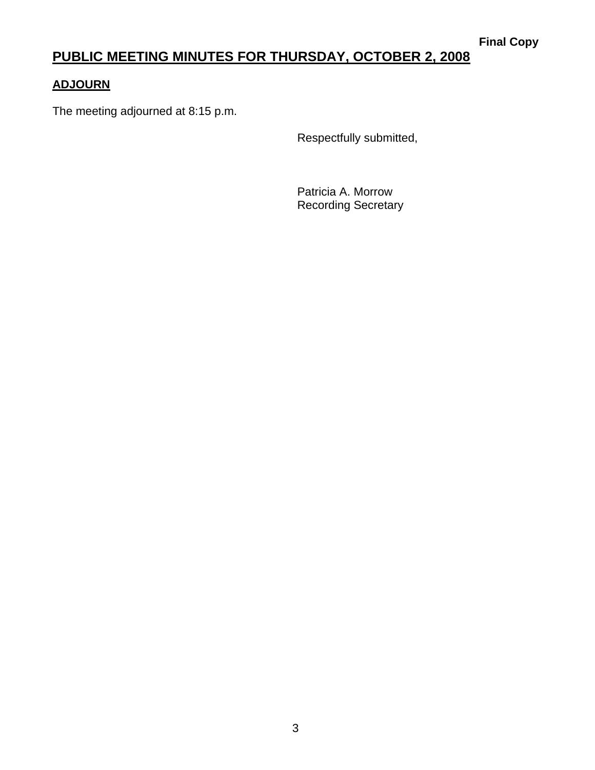**Final Copy**

# PUBLIC MEETING MINUTES FOR THURSDAY, OCTOBER 2, 2008

## ADJOURN

The meeting adjourned at 8:15 p.m.

Respectfully submitted,

Patricia A. Morrow
Recording Secretary